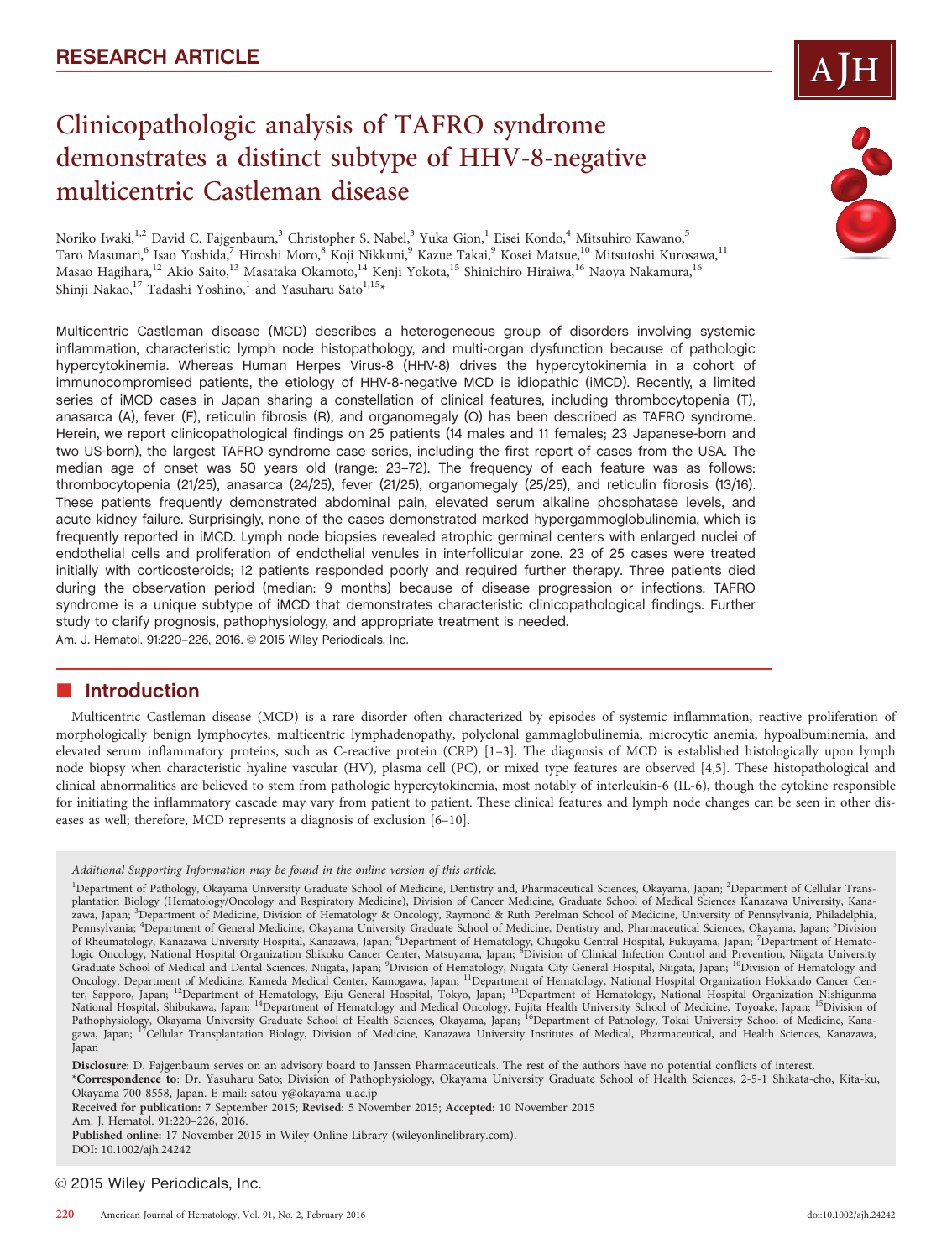RESEARCH ARTICLE

# Clinicopathologic analysis of TAFRO syndrome demonstrates a distinct subtype of HHV-8-negative multicentric Castleman disease

Noriko Iwaki,[1,2] David C. Fajgenbaum,[3] Christopher S. Nabel,[3] Yuka Gion,[1] Eisei Kondo,[4] Mitsuhiro Kawano,[5] Taro Masunari,[6] Isao Yoshida,[7] Hiroshi Moro,[8] Koji Nikkuni,[9] Kazue Takai,[9] Kosei Matsue,[10] Mitsutoshi Kurosawa,[11] Masao Hagihara,[12] Akio Saito,[13] Masataka Okamoto,[14] Kenji Yokota,[15] Shinichiro Hiraiwa,[16] Naoya Nakamura,[16] Shinji Nakao,[17] Tadashi Yoshino,[1] and Yasuharu Sato[1,15]*

Multicentric Castleman disease (MCD) describes a heterogeneous group of disorders involving systemic inflammation, characteristic lymph node histopathology, and multi-organ dysfunction because of pathologic hypercytokinemia. Whereas Human Herpes Virus-8 (HHV-8) drives the hypercytokinemia in a cohort of immunocompromised patients, the etiology of HHV-8-negative MCD is idiopathic (iMCD). Recently, a limited series of iMCD cases in Japan sharing a constellation of clinical features, including thrombocytopenia (T), anasarca (A), fever (F), reticulin fibrosis (R), and organomegaly (O) has been described as TAFRO syndrome. Herein, we report clinicopathological findings on 25 patients (14 males and 11 females; 23 Japanese-born and two US-born), the largest TAFRO syndrome case series, including the first report of cases from the USA. The median age of onset was 50 years old (range: 23–72). The frequency of each feature was as follows: thrombocytopenia (21/25), anasarca (24/25), fever (21/25), organomegaly (25/25), and reticulin fibrosis (13/16). These patients frequently demonstrated abdominal pain, elevated serum alkaline phosphatase levels, and acute kidney failure. Surprisingly, none of the cases demonstrated marked hypergammoglobulinemia, which is frequently reported in iMCD. Lymph node biopsies revealed atrophic germinal centers with enlarged nuclei of endothelial cells and proliferation of endothelial venules in interfollicular zone. 23 of 25 cases were treated initially with corticosteroids; 12 patients responded poorly and required further therapy. Three patients died during the observation period (median: 9 months) because of disease progression or infections. TAFRO syndrome is a unique subtype of iMCD that demonstrates characteristic clinicopathological findings. Further study to clarify prognosis, pathophysiology, and appropriate treatment is needed.

Am. J. Hematol. 91:220–226, 2016. © 2015 Wiley Periodicals, Inc.

## Introduction

Multicentric Castleman disease (MCD) is a rare disorder often characterized by episodes of systemic inflammation, reactive proliferation of morphologically benign lymphocytes, multicentric lymphadenopathy, polyclonal gammaglobulinemia, microcytic anemia, hypoalbuminemia, and elevated serum inflammatory proteins, such as C-reactive protein (CRP) [1–3]. The diagnosis of MCD is established histologically upon lymph node biopsy when characteristic hyaline vascular (HV), plasma cell (PC), or mixed type features are observed [4,5]. These histopathological and clinical abnormalities are believed to stem from pathologic hypercytokinemia, most notably of interleukin-6 (IL-6), though the cytokine responsible for initiating the inflammatory cascade may vary from patient to patient. These clinical features and lymph node changes can be seen in other diseases as well; therefore, MCD represents a diagnosis of exclusion [6–10].

*Additional Supporting Information may be found in the online version of this article.*

[1]Department of Pathology, Okayama University Graduate School of Medicine, Dentistry and, Pharmaceutical Sciences, Okayama, Japan; [2]Department of Cellular Transplantation Biology (Hematology/Oncology and Respiratory Medicine), Division of Cancer Medicine, Graduate School of Medical Sciences Kanazawa University, Kanazawa, Japan; [3]Department of Medicine, Division of Hematology & Oncology, Raymond & Ruth Perelman School of Medicine, University of Pennsylvania, Philadelphia, Pennsylvania; [4]Department of General Medicine, Okayama University Graduate School of Medicine, Dentistry and, Pharmaceutical Sciences, Okayama, Japan; [5]Division of Rheumatology, Kanazawa University Hospital, Kanazawa, Japan; [6]Department of Hematology, Chugoku Central Hospital, Fukuyama, Japan; [7]Department of Hematologic Oncology, National Hospital Organization Shikoku Cancer Center, Matsuyama, Japan; [8]Division of Clinical Infection Control and Prevention, Niigata University Graduate School of Medical and Dental Sciences, Niigata, Japan; [9]Division of Hematology, Niigata City General Hospital, Niigata, Japan; [10]Division of Hematology and Oncology, Department of Medicine, Kameda Medical Center, Kamogawa, Japan; [11]Department of Hematology, National Hospital Organization Hokkaido Cancer Center, Sapporo, Japan; [12]Department of Hematology, Eiju General Hospital, Tokyo, Japan; [13]Department of Hematology, National Hospital Organization Nishigunma National Hospital, Shibukawa, Japan; [14]Department of Hematology and Medical Oncology, Fujita Health University School of Medicine, Toyoake, Japan; [15]Division of Pathophysiology, Okayama University Graduate School of Health Sciences, Okayama, Japan; [16]Department of Pathology, Tokai University School of Medicine, Kanagawa, Japan; [17]Cellular Transplantation Biology, Division of Medicine, Kanazawa University Institutes of Medical, Pharmaceutical, and Health Sciences, Kanazawa, Japan

**Disclosure**: D. Fajgenbaum serves on an advisory board to Janssen Pharmaceuticals. The rest of the authors have no potential conflicts of interest.

*__Correspondence to__: Dr. Yasuharu Sato; Division of Pathophysiology, Okayama University Graduate School of Health Sciences, 2-5-1 Shikata-cho, Kita-ku, Okayama 700-8558, Japan. E-mail: satou-y@okayama-u.ac.jp

**Received for publication:** 7 September 2015; **Revised:** 5 November 2015; **Accepted:** 10 November 2015

Am. J. Hematol. 91:220–226, 2016.

**Published online:** 17 November 2015 in Wiley Online Library (wileyonlinelibrary.com).

DOI: 10.1002/ajh.24242

© 2015 Wiley Periodicals, Inc.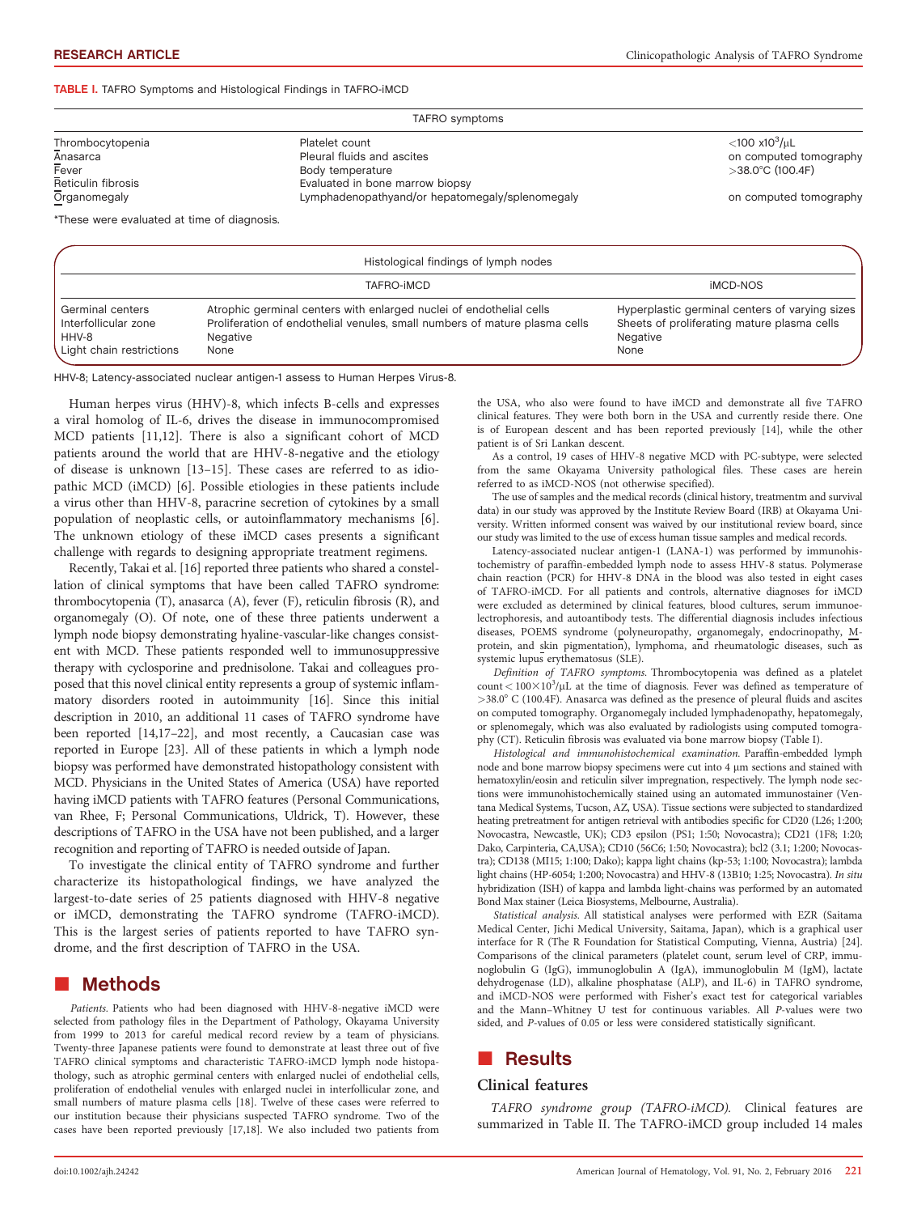**TABLE I.** TAFRO Symptoms and Histological Findings in TAFRO-iMCD

| TAFRO symptoms | | |
|---|---|---|
| Thrombocytopenia | Platelet count | $<100$ x$10^3$/μL |
| Anasarca | Pleural fluids and ascites | on computed tomography |
| Fever | Body temperature | $>38.0$°C (100.4F) |
| Reticulin fibrosis | Evaluated in bone marrow biopsy | |
| Organomegaly | Lymphadenopathyand/or hepatomegaly/splenomegaly | on computed tomography |

*These were evaluated at time of diagnosis.

| Histological findings of lymph nodes | | |
|---|---|---|
| | TAFRO-iMCD | iMCD-NOS |
| Germinal centers | Atrophic germinal centers with enlarged nuclei of endothelial cells | Hyperplastic germinal centers of varying sizes |
| Interfollicular zone | Proliferation of endothelial venules, small numbers of mature plasma cells | Sheets of proliferating mature plasma cells |
| HHV-8 | Negative | Negative |
| Light chain restrictions | None | None |

HHV-8; Latency-associated nuclear antigen-1 assess to Human Herpes Virus-8.

Human herpes virus (HHV)-8, which infects B-cells and expresses a viral homolog of IL-6, drives the disease in immunocompromised MCD patients [11,12]. There is also a significant cohort of MCD patients around the world that are HHV-8-negative and the etiology of disease is unknown [13–15]. These cases are referred to as idiopathic MCD (iMCD) [6]. Possible etiologies in these patients include a virus other than HHV-8, paracrine secretion of cytokines by a small population of neoplastic cells, or autoinflammatory mechanisms [6]. The unknown etiology of these iMCD cases represents a significant challenge with regards to designing appropriate treatment regimens.

Recently, Takai et al. [16] reported three patients who shared a constellation of clinical symptoms that have been called TAFRO syndrome: thrombocytopenia (T), anasarca (A), fever (F), reticulin fibrosis (R), and organomegaly (O). Of note, one of these three patients underwent a lymph node biopsy demonstrating hyaline-vascular-like changes consistent with MCD. These patients responded well to immunosuppressive therapy with cyclosporine and prednisolone. Takai and colleagues proposed that this novel clinical entity represents a group of systemic inflammatory disorders rooted in autoimmunity [16]. Since this initial description in 2010, an additional 11 cases of TAFRO syndrome have been reported [14,17–22], and most recently, a Caucasian case was reported in Europe [23]. All of these patients in which a lymph node biopsy was performed have demonstrated histopathology consistent with MCD. Physicians in the United States of America (USA) have reported having iMCD patients with TAFRO features (Personal Communications, van Rhee, F; Personal Communications, Uldrick, T). However, these descriptions of TAFRO in the USA have not been published, and a larger recognition and reporting of TAFRO is needed outside of Japan.

To investigate the clinical entity of TAFRO syndrome and further characterize its histopathological findings, we have analyzed the largest-to-date series of 25 patients diagnosed with HHV-8 negative or iMCD, demonstrating the TAFRO syndrome (TAFRO-iMCD). This is the largest series of patients reported to have TAFRO syndrome, and the first description of TAFRO in the USA.

## Methods

*Patients.* Patients who had been diagnosed with HHV-8-negative iMCD were selected from pathology files in the Department of Pathology, Okayama University from 1999 to 2013 for careful medical record review by a team of physicians. Twenty-three Japanese patients were found to demonstrate at least three out of five TAFRO clinical symptoms and characteristic TAFRO-iMCD lymph node histopathology, such as atrophic germinal centers with enlarged nuclei of endothelial cells, proliferation of endothelial venules with enlarged nuclei in interfollicular zone, and small numbers of mature plasma cells [18]. Twelve of these cases were referred to our institution because their physicians suspected TAFRO syndrome. Two of the cases have been reported previously [17,18]. We also included two patients from the USA, who also were found to have iMCD and demonstrate all five TAFRO clinical features. They were both born in the USA and currently reside there. One is of European descent and has been reported previously [14], while the other patient is of Sri Lankan descent.

As a control, 19 cases of HHV-8 negative MCD with PC-subtype, were selected from the same Okayama University pathological files. These cases are herein referred to as iMCD-NOS (not otherwise specified).

The use of samples and the medical records (clinical history, treatmentm and survival data) in our study was approved by the Institute Review Board (IRB) at Okayama University. Written informed consent was waived by our institutional review board, since our study was limited to the use of excess human tissue samples and medical records.

Latency-associated nuclear antigen-1 (LANA-1) was performed by immunohistochemistry of paraffin-embedded lymph node to assess HHV-8 status. Polymerase chain reaction (PCR) for HHV-8 DNA in the blood was also tested in eight cases of TAFRO-iMCD. For all patients and controls, alternative diagnoses for iMCD were excluded as determined by clinical features, blood cultures, serum immunoelectrophoresis, and autoantibody tests. The differential diagnosis includes infectious diseases, POEMS syndrome (polyneuropathy, organomegaly, endocrinopathy, M-protein, and skin pigmentation), lymphoma, and rheumatologic diseases, such as systemic lupus erythematosus (SLE).

*Definition of TAFRO symptoms.* Thrombocytopenia was defined as a platelet count $< 100\times10^3$/μL at the time of diagnosis. Fever was defined as temperature of $>38.0$° C (100.4F). Anasarca was defined as the presence of pleural fluids and ascites on computed tomography. Organomegaly included lymphadenopathy, hepatomegaly, or splenomegaly, which was also evaluated by radiologists using computed tomography (CT). Reticulin fibrosis was evaluated via bone marrow biopsy (Table I).

*Histological and immunohistochemical examination.* Paraffin-embedded lymph node and bone marrow biopsy specimens were cut into 4 μm sections and stained with hematoxylin/eosin and reticulin silver impregnation, respectively. The lymph node sections were immunohistochemically stained using an automated immunostainer (Ventana Medical Systems, Tucson, AZ, USA). Tissue sections were subjected to standardized heating pretreatment for antigen retrieval with antibodies specific for CD20 (L26; 1:200; Novocastra, Newcastle, UK); CD3 epsilon (PS1; 1:50; Novocastra); CD21 (1F8; 1:20; Dako, Carpinteria, CA,USA); CD10 (56C6; 1:50; Novocastra); bcl2 (3.1; 1:200; Novocastra); CD138 (MI15; 1:100; Dako); kappa light chains (kp-53; 1:100; Novocastra); lambda light chains (HP-6054; 1:200; Novocastra) and HHV-8 (13B10; 1:25; Novocastra). *In situ* hybridization (ISH) of kappa and lambda light-chains was performed by an automated Bond Max stainer (Leica Biosystems, Melbourne, Australia).

*Statistical analysis.* All statistical analyses were performed with EZR (Saitama Medical Center, Jichi Medical University, Saitama, Japan), which is a graphical user interface for R (The R Foundation for Statistical Computing, Vienna, Austria) [24]. Comparisons of the clinical parameters (platelet count, serum level of CRP, immunoglobulin G (IgG), immunoglobulin A (IgA), immunoglobulin M (IgM), lactate dehydrogenase (LD), alkaline phosphatase (ALP), and IL-6) in TAFRO syndrome, and iMCD-NOS were performed with Fisher's exact test for categorical variables and the Mann–Whitney U test for continuous variables. All *P*-values were two sided, and *P*-values of 0.05 or less were considered statistically significant.

## Results

### Clinical features

*TAFRO syndrome group (TAFRO-iMCD).* Clinical features are summarized in Table II. The TAFRO-iMCD group included 14 males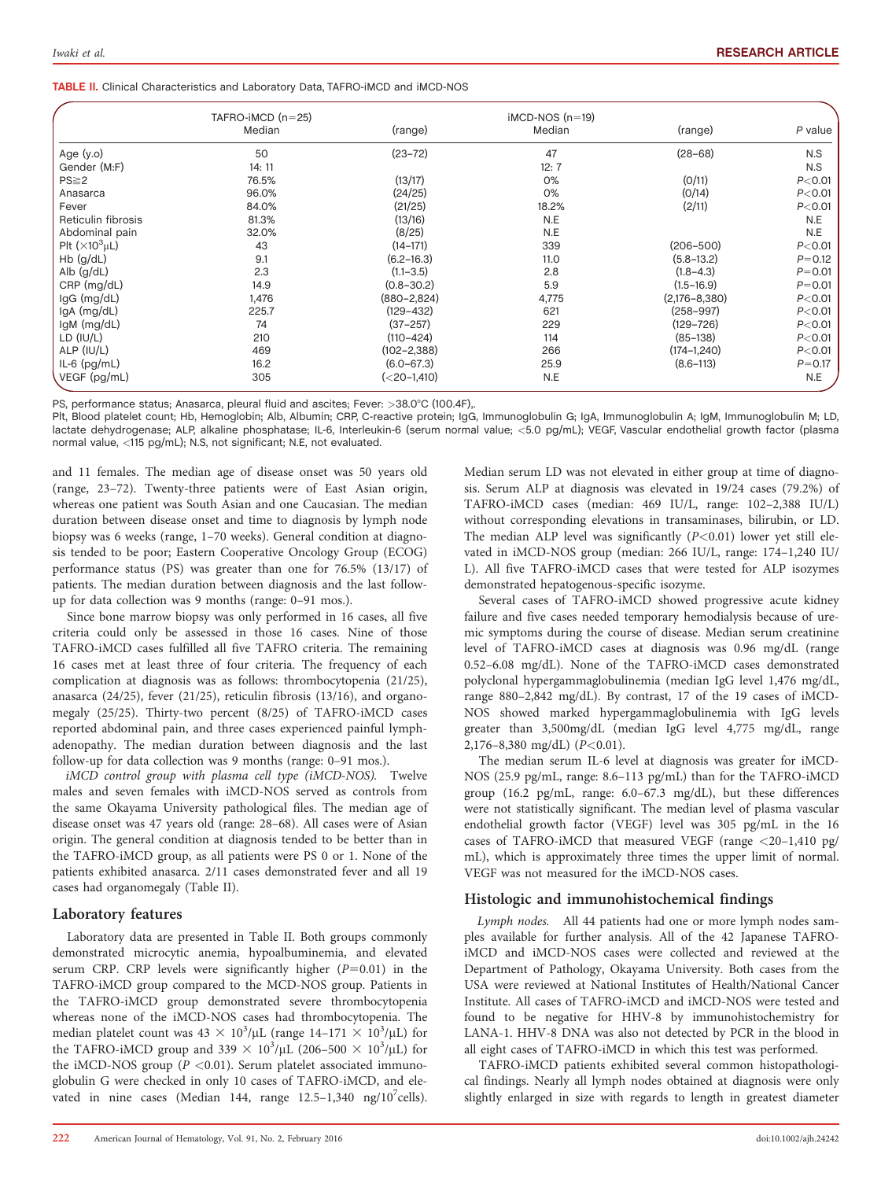**TABLE II.** Clinical Characteristics and Laboratory Data, TAFRO-iMCD and iMCD-NOS

| | TAFRO-iMCD (n=25) Median | (range) | iMCD-NOS (n=19) Median | (range) | P value |
|---|---|---|---|---|---|
| Age (y.o) | 50 | (23–72) | 47 | (28–68) | N.S |
| Gender (M:F) | 14: 11 | | 12: 7 | | N.S |
| PS≧2 | 76.5% | (13/17) | 0% | (0/11) | $P<0.01$ |
| Anasarca | 96.0% | (24/25) | 0% | (0/14) | $P<0.01$ |
| Fever | 84.0% | (21/25) | 18.2% | (2/11) | $P<0.01$ |
| Reticulin fibrosis | 81.3% | (13/16) | N.E | | N.E |
| Abdominal pain | 32.0% | (8/25) | N.E | | N.E |
| Plt ($\times 10^3\mu$L) | 43 | (14–171) | 339 | (206–500) | $P<0.01$ |
| Hb (g/dL) | 9.1 | (6.2–16.3) | 11.0 | (5.8–13.2) | $P=0.12$ |
| Alb (g/dL) | 2.3 | (1.1–3.5) | 2.8 | (1.8–4.3) | $P=0.01$ |
| CRP (mg/dL) | 14.9 | (0.8–30.2) | 5.9 | (1.5–16.9) | $P=0.01$ |
| IgG (mg/dL) | 1,476 | (880–2,824) | 4,775 | (2,176–8,380) | $P<0.01$ |
| IgA (mg/dL) | 225.7 | (129–432) | 621 | (258–997) | $P<0.01$ |
| IgM (mg/dL) | 74 | (37–257) | 229 | (129–726) | $P<0.01$ |
| LD (IU/L) | 210 | (110–424) | 114 | (85–138) | $P<0.01$ |
| ALP (IU/L) | 469 | (102–2,388) | 266 | (174–1,240) | $P<0.01$ |
| IL-6 (pg/mL) | 16.2 | (6.0–67.3) | 25.9 | (8.6–113) | $P=0.17$ |
| VEGF (pg/mL) | 305 | (<20–1,410) | N.E | | N.E |

PS, performance status; Anasarca, pleural fluid and ascites; Fever: >38.0°C (100.4F),.
Plt, Blood platelet count; Hb, Hemoglobin; Alb, Albumin; CRP, C-reactive protein; IgG, Immunoglobulin G; IgA, Immunoglobulin A; IgM, Immunoglobulin M; LD, lactate dehydrogenase; ALP, alkaline phosphatase; IL-6, Interleukin-6 (serum normal value; <5.0 pg/mL); VEGF, Vascular endothelial growth factor (plasma normal value, <115 pg/mL); N.S, not significant; N.E, not evaluated.

and 11 females. The median age of disease onset was 50 years old (range, 23–72). Twenty-three patients were of East Asian origin, whereas one patient was South Asian and one Caucasian. The median duration between disease onset and time to diagnosis by lymph node biopsy was 6 weeks (range, 1–70 weeks). General condition at diagnosis tended to be poor; Eastern Cooperative Oncology Group (ECOG) performance status (PS) was greater than one for 76.5% (13/17) of patients. The median duration between diagnosis and the last follow-up for data collection was 9 months (range: 0–91 mos.).

Since bone marrow biopsy was only performed in 16 cases, all five criteria could only be assessed in those 16 cases. Nine of those TAFRO-iMCD cases fulfilled all five TAFRO criteria. The remaining 16 cases met at least three of four criteria. The frequency of each complication at diagnosis was as follows: thrombocytopenia (21/25), anasarca (24/25), fever (21/25), reticulin fibrosis (13/16), and organomegaly (25/25). Thirty-two percent (8/25) of TAFRO-iMCD cases reported abdominal pain, and three cases experienced painful lymphadenopathy. The median duration between diagnosis and the last follow-up for data collection was 9 months (range: 0–91 mos.).

*iMCD control group with plasma cell type (iMCD-NOS).* Twelve males and seven females with iMCD-NOS served as controls from the same Okayama University pathological files. The median age of disease onset was 47 years old (range: 28–68). All cases were of Asian origin. The general condition at diagnosis tended to be better than in the TAFRO-iMCD group, as all patients were PS 0 or 1. None of the patients exhibited anasarca. 2/11 cases demonstrated fever and all 19 cases had organomegaly (Table II).

## Laboratory features

Laboratory data are presented in Table II. Both groups commonly demonstrated microcytic anemia, hypoalbuminemia, and elevated serum CRP. CRP levels were significantly higher ($P=0.01$) in the TAFRO-iMCD group compared to the MCD-NOS group. Patients in the TAFRO-iMCD group demonstrated severe thrombocytopenia whereas none of the iMCD-NOS cases had thrombocytopenia. The median platelet count was $43 \times 10^3/\mu$L (range $14–171 \times 10^3/\mu$L) for the TAFRO-iMCD group and $339 \times 10^3/\mu$L ($206–500 \times 10^3/\mu$L) for the iMCD-NOS group ($P<0.01$). Serum platelet associated immunoglobulin G were checked in only 10 cases of TAFRO-iMCD, and elevated in nine cases (Median 144, range 12.5–1,340 ng/$10^7$cells). Median serum LD was not elevated in either group at time of diagnosis. Serum ALP at diagnosis was elevated in 19/24 cases (79.2%) of TAFRO-iMCD cases (median: 469 IU/L, range: 102–2,388 IU/L) without corresponding elevations in transaminases, bilirubin, or LD. The median ALP level was significantly ($P<0.01$) lower yet still elevated in iMCD-NOS group (median: 266 IU/L, range: 174–1,240 IU/L). All five TAFRO-iMCD cases that were tested for ALP isozymes demonstrated hepatogenous-specific isozyme.

Several cases of TAFRO-iMCD showed progressive acute kidney failure and five cases needed temporary hemodialysis because of uremic symptoms during the course of disease. Median serum creatinine level of TAFRO-iMCD cases at diagnosis was 0.96 mg/dL (range 0.52–6.08 mg/dL). None of the TAFRO-iMCD cases demonstrated polyclonal hypergammaglobulinemia (median IgG level 1,476 mg/dL, range 880–2,842 mg/dL). By contrast, 17 of the 19 cases of iMCD-NOS showed marked hypergammaglobulinemia with IgG levels greater than 3,500mg/dL (median IgG level 4,775 mg/dL, range 2,176–8,380 mg/dL) ($P<0.01$).

The median serum IL-6 level at diagnosis was greater for iMCD-NOS (25.9 pg/mL, range: 8.6–113 pg/mL) than for the TAFRO-iMCD group (16.2 pg/mL, range: 6.0–67.3 mg/dL), but these differences were not statistically significant. The median level of plasma vascular endothelial growth factor (VEGF) level was 305 pg/mL in the 16 cases of TAFRO-iMCD that measured VEGF (range <20–1,410 pg/mL), which is approximately three times the upper limit of normal. VEGF was not measured for the iMCD-NOS cases.

## Histologic and immunohistochemical findings

*Lymph nodes.* All 44 patients had one or more lymph nodes samples available for further analysis. All of the 42 Japanese TAFRO-iMCD and iMCD-NOS cases were collected and reviewed at the Department of Pathology, Okayama University. Both cases from the USA were reviewed at National Institutes of Health/National Cancer Institute. All cases of TAFRO-iMCD and iMCD-NOS were tested and found to be negative for HHV-8 by immunohistochemistry for LANA-1. HHV-8 DNA was also not detected by PCR in the blood in all eight cases of TAFRO-iMCD in which this test was performed.

TAFRO-iMCD patients exhibited several common histopathological findings. Nearly all lymph nodes obtained at diagnosis were only slightly enlarged in size with regards to length in greatest diameter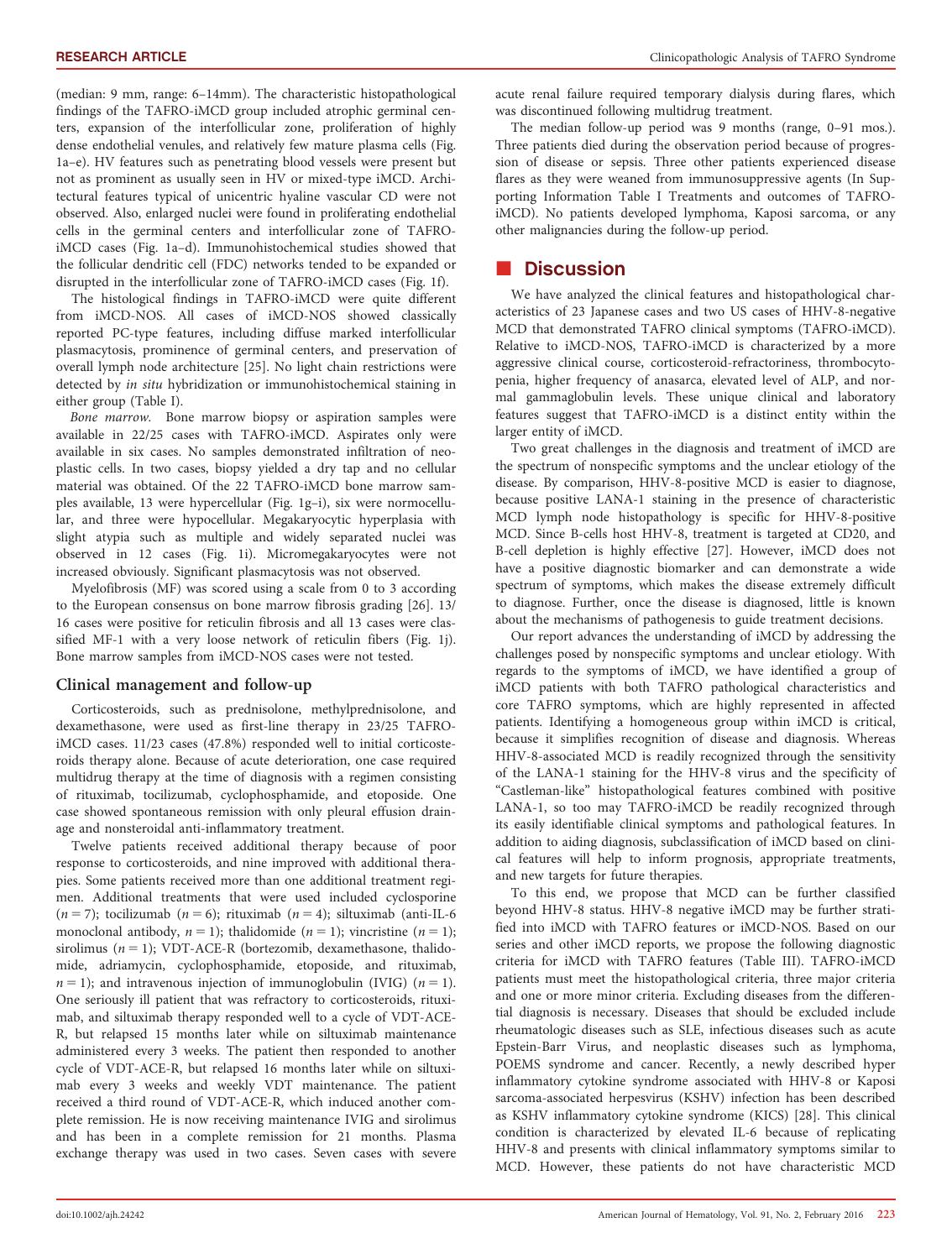(median: 9 mm, range: 6–14mm). The characteristic histopathological findings of the TAFRO-iMCD group included atrophic germinal centers, expansion of the interfollicular zone, proliferation of highly dense endothelial venules, and relatively few mature plasma cells (Fig. 1a–e). HV features such as penetrating blood vessels were present but not as prominent as usually seen in HV or mixed-type iMCD. Architectural features typical of unicentric hyaline vascular CD were not observed. Also, enlarged nuclei were found in proliferating endothelial cells in the germinal centers and interfollicular zone of TAFRO-iMCD cases (Fig. 1a–d). Immunohistochemical studies showed that the follicular dendritic cell (FDC) networks tended to be expanded or disrupted in the interfollicular zone of TAFRO-iMCD cases (Fig. 1f).

The histological findings in TAFRO-iMCD were quite different from iMCD-NOS. All cases of iMCD-NOS showed classically reported PC-type features, including diffuse marked interfollicular plasmacytosis, prominence of germinal centers, and preservation of overall lymph node architecture [25]. No light chain restrictions were detected by *in situ* hybridization or immunohistochemical staining in either group (Table I).

*Bone marrow.* Bone marrow biopsy or aspiration samples were available in 22/25 cases with TAFRO-iMCD. Aspirates only were available in six cases. No samples demonstrated infiltration of neoplastic cells. In two cases, biopsy yielded a dry tap and no cellular material was obtained. Of the 22 TAFRO-iMCD bone marrow samples available, 13 were hypercellular (Fig. 1g–i), six were normocellular, and three were hypocellular. Megakaryocytic hyperplasia with slight atypia such as multiple and widely separated nuclei was observed in 12 cases (Fig. 1i). Micromegakaryocytes were not increased obviously. Significant plasmacytosis was not observed.

Myelofibrosis (MF) was scored using a scale from 0 to 3 according to the European consensus on bone marrow fibrosis grading [26]. 13/16 cases were positive for reticulin fibrosis and all 13 cases were classified MF-1 with a very loose network of reticulin fibers (Fig. 1j). Bone marrow samples from iMCD-NOS cases were not tested.

### Clinical management and follow-up

Corticosteroids, such as prednisolone, methylprednisolone, and dexamethasone, were used as first-line therapy in 23/25 TAFRO-iMCD cases. 11/23 cases (47.8%) responded well to initial corticosteroids therapy alone. Because of acute deterioration, one case required multidrug therapy at the time of diagnosis with a regimen consisting of rituximab, tocilizumab, cyclophosphamide, and etoposide. One case showed spontaneous remission with only pleural effusion drainage and nonsteroidal anti-inflammatory treatment.

Twelve patients received additional therapy because of poor response to corticosteroids, and nine improved with additional therapies. Some patients received more than one additional treatment regimen. Additional treatments that were used included cyclosporine ($n = 7$); tocilizumab ($n = 6$); rituximab ($n = 4$); siltuximab (anti-IL-6 monoclonal antibody, $n = 1$); thalidomide ($n = 1$); vincristine ($n = 1$); sirolimus ($n = 1$); VDT-ACE-R (bortezomib, dexamethasone, thalidomide, adriamycin, cyclophosphamide, etoposide, and rituximab, $n = 1$); and intravenous injection of immunoglobulin (IVIG) ($n = 1$). One seriously ill patient that was refractory to corticosteroids, rituximab, and siltuximab therapy responded well to a cycle of VDT-ACE-R, but relapsed 15 months later while on siltuximab maintenance administered every 3 weeks. The patient then responded to another cycle of VDT-ACE-R, but relapsed 16 months later while on siltuximab every 3 weeks and weekly VDT maintenance. The patient received a third round of VDT-ACE-R, which induced another complete remission. He is now receiving maintenance IVIG and sirolimus and has been in a complete remission for 21 months. Plasma exchange therapy was used in two cases. Seven cases with severe acute renal failure required temporary dialysis during flares, which was discontinued following multidrug treatment.

The median follow-up period was 9 months (range, 0–91 mos.). Three patients died during the observation period because of progression of disease or sepsis. Three other patients experienced disease flares as they were weaned from immunosuppressive agents (In Supporting Information Table I Treatments and outcomes of TAFRO-iMCD). No patients developed lymphoma, Kaposi sarcoma, or any other malignancies during the follow-up period.

## Discussion

We have analyzed the clinical features and histopathological characteristics of 23 Japanese cases and two US cases of HHV-8-negative MCD that demonstrated TAFRO clinical symptoms (TAFRO-iMCD). Relative to iMCD-NOS, TAFRO-iMCD is characterized by a more aggressive clinical course, corticosteroid-refractoriness, thrombocytopenia, higher frequency of anasarca, elevated level of ALP, and normal gammaglobulin levels. These unique clinical and laboratory features suggest that TAFRO-iMCD is a distinct entity within the larger entity of iMCD.

Two great challenges in the diagnosis and treatment of iMCD are the spectrum of nonspecific symptoms and the unclear etiology of the disease. By comparison, HHV-8-positive MCD is easier to diagnose, because positive LANA-1 staining in the presence of characteristic MCD lymph node histopathology is specific for HHV-8-positive MCD. Since B-cells host HHV-8, treatment is targeted at CD20, and B-cell depletion is highly effective [27]. However, iMCD does not have a positive diagnostic biomarker and can demonstrate a wide spectrum of symptoms, which makes the disease extremely difficult to diagnose. Further, once the disease is diagnosed, little is known about the mechanisms of pathogenesis to guide treatment decisions.

Our report advances the understanding of iMCD by addressing the challenges posed by nonspecific symptoms and unclear etiology. With regards to the symptoms of iMCD, we have identified a group of iMCD patients with both TAFRO pathological characteristics and core TAFRO symptoms, which are highly represented in affected patients. Identifying a homogeneous group within iMCD is critical, because it simplifies recognition of disease and diagnosis. Whereas HHV-8-associated MCD is readily recognized through the sensitivity of the LANA-1 staining for the HHV-8 virus and the specificity of "Castleman-like" histopathological features combined with positive LANA-1, so too may TAFRO-iMCD be readily recognized through its easily identifiable clinical symptoms and pathological features. In addition to aiding diagnosis, subclassification of iMCD based on clinical features will help to inform prognosis, appropriate treatments, and new targets for future therapies.

To this end, we propose that MCD can be further classified beyond HHV-8 status. HHV-8 negative iMCD may be further stratified into iMCD with TAFRO features or iMCD-NOS. Based on our series and other iMCD reports, we propose the following diagnostic criteria for iMCD with TAFRO features (Table III). TAFRO-iMCD patients must meet the histopathological criteria, three major criteria and one or more minor criteria. Excluding diseases from the differential diagnosis is necessary. Diseases that should be excluded include rheumatologic diseases such as SLE, infectious diseases such as acute Epstein-Barr Virus, and neoplastic diseases such as lymphoma, POEMS syndrome and cancer. Recently, a newly described hyper inflammatory cytokine syndrome associated with HHV-8 or Kaposi sarcoma-associated herpesvirus (KSHV) infection has been described as KSHV inflammatory cytokine syndrome (KICS) [28]. This clinical condition is characterized by elevated IL-6 because of replicating HHV-8 and presents with clinical inflammatory symptoms similar to MCD. However, these patients do not have characteristic MCD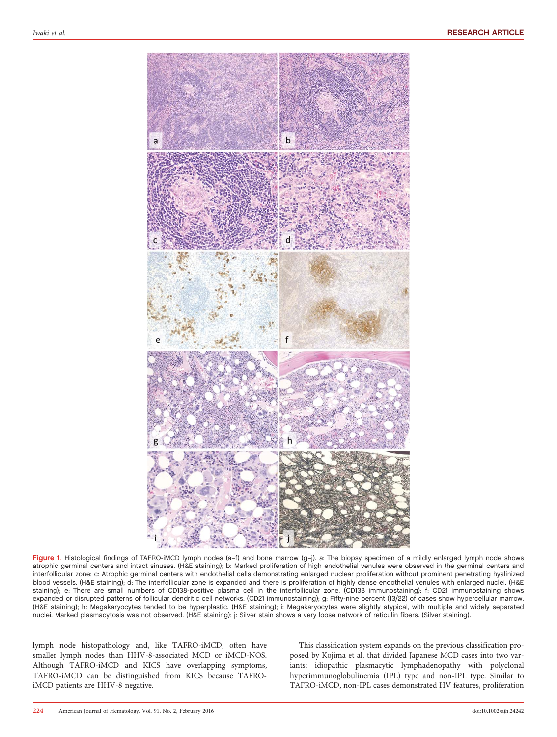**Figure 1**. Histological findings of TAFRO-iMCD lymph nodes (a–f) and bone marrow (g–j). a: The biopsy specimen of a mildly enlarged lymph node shows atrophic germinal centers and intact sinuses. (H&E staining); b: Marked proliferation of high endothelial venules were observed in the germinal centers and interfollicular zone; c: Atrophic germinal centers with endothelial cells demonstrating enlarged nuclear proliferation without prominent penetrating hyalinized blood vessels. (H&E staining); d: The interfollicular zone is expanded and there is proliferation of highly dense endothelial venules with enlarged nuclei. (H&E staining); e: There are small numbers of CD138-positive plasma cell in the interfollicular zone. (CD138 immunostaining): f: CD21 immunostaining shows expanded or disrupted patterns of follicular dendritic cell networks. (CD21 immunostaining); g: Fifty-nine percent (13/22) of cases show hypercellular marrow. (H&E staining); h: Megakaryocytes tended to be hyperplastic. (H&E staining); i: Megakaryocytes were slightly atypical, with multiple and widely separated nuclei. Marked plasmacytosis was not observed. (H&E staining); j: Silver stain shows a very loose network of reticulin fibers. (Silver staining).

lymph node histopathology and, like TAFRO-iMCD, often have smaller lymph nodes than HHV-8-associated MCD or iMCD-NOS. Although TAFRO-iMCD and KICS have overlapping symptoms, TAFRO-iMCD can be distinguished from KICS because TAFRO-iMCD patients are HHV-8 negative.

This classification system expands on the previous classification proposed by Kojima et al. that divided Japanese MCD cases into two variants: idiopathic plasmacytic lymphadenopathy with polyclonal hyperimmunoglobulinemia (IPL) type and non-IPL type. Similar to TAFRO-iMCD, non-IPL cases demonstrated HV features, proliferation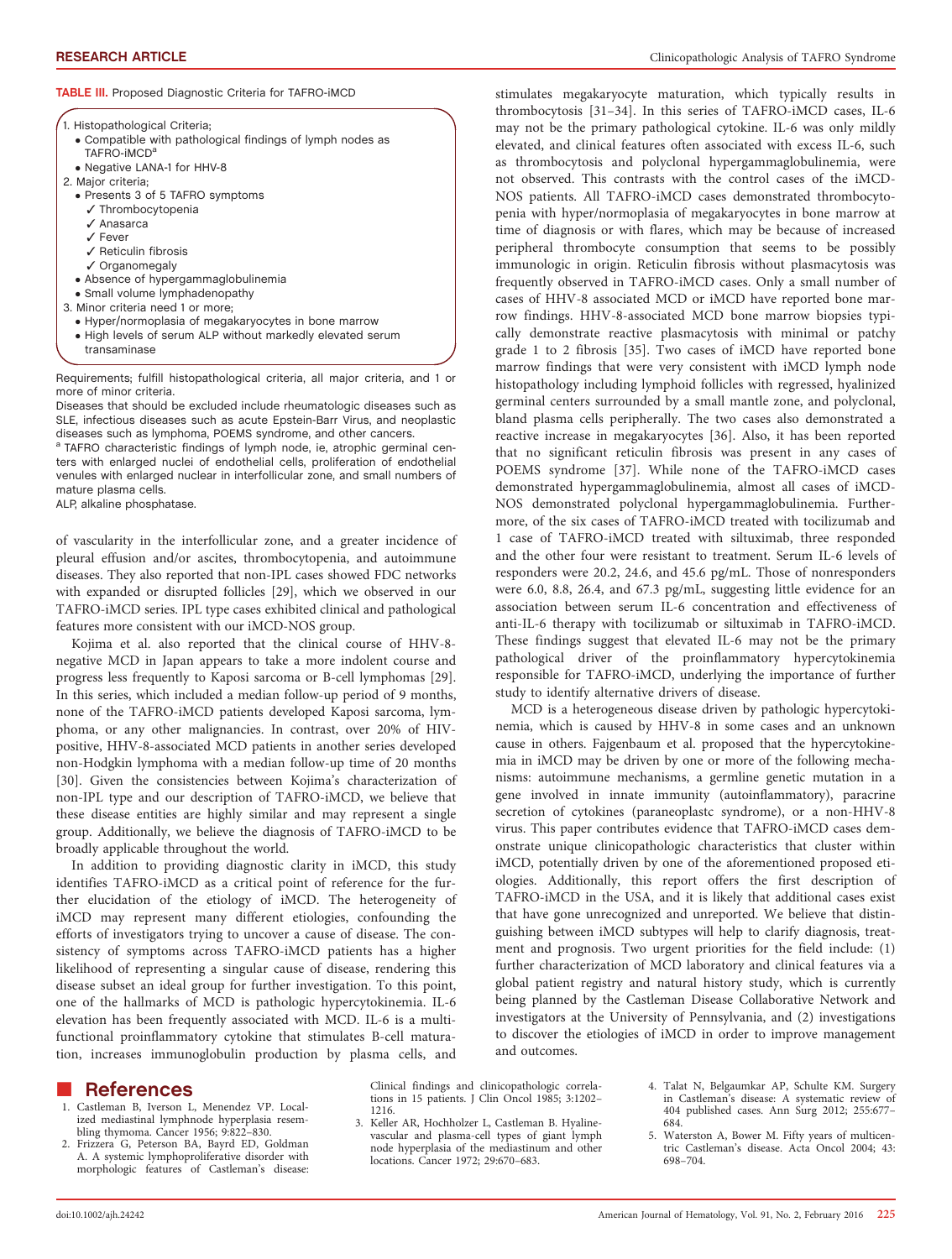TABLE III. Proposed Diagnostic Criteria for TAFRO-iMCD

1. Histopathological Criteria;
   - Compatible with pathological findings of lymph nodes as TAFRO-iMCD[a]
   - Negative LANA-1 for HHV-8
2. Major criteria;
   - Presents 3 of 5 TAFRO symptoms
     - ✓ Thrombocytopenia
     - ✓ Anasarca
     - ✓ Fever
     - ✓ Reticulin fibrosis
     - ✓ Organomegaly
   - Absence of hypergammaglobulinemia
   - Small volume lymphadenopathy
3. Minor criteria need 1 or more;
   - Hyper/normoplasia of megakaryocytes in bone marrow
   - High levels of serum ALP without markedly elevated serum transaminase

Requirements; fulfill histopathological criteria, all major criteria, and 1 or more of minor criteria.

Diseases that should be excluded include rheumatologic diseases such as SLE, infectious diseases such as acute Epstein-Barr Virus, and neoplastic diseases such as lymphoma, POEMS syndrome, and other cancers.

[a] TAFRO characteristic findings of lymph node, ie, atrophic germinal centers with enlarged nuclei of endothelial cells, proliferation of endothelial venules with enlarged nuclear in interfollicular zone, and small numbers of mature plasma cells.

ALP, alkaline phosphatase.

of vascularity in the interfollicular zone, and a greater incidence of pleural effusion and/or ascites, thrombocytopenia, and autoimmune diseases. They also reported that non-IPL cases showed FDC networks with expanded or disrupted follicles [29], which we observed in our TAFRO-iMCD series. IPL type cases exhibited clinical and pathological features more consistent with our iMCD-NOS group.

Kojima et al. also reported that the clinical course of HHV-8-negative MCD in Japan appears to take a more indolent course and progress less frequently to Kaposi sarcoma or B-cell lymphomas [29]. In this series, which included a median follow-up period of 9 months, none of the TAFRO-iMCD patients developed Kaposi sarcoma, lymphoma, or any other malignancies. In contrast, over 20% of HIV-positive, HHV-8-associated MCD patients in another series developed non-Hodgkin lymphoma with a median follow-up time of 20 months [30]. Given the consistencies between Kojima's characterization of non-IPL type and our description of TAFRO-iMCD, we believe that these disease entities are highly similar and may represent a single group. Additionally, we believe the diagnosis of TAFRO-iMCD to be broadly applicable throughout the world.

In addition to providing diagnostic clarity in iMCD, this study identifies TAFRO-iMCD as a critical point of reference for the further elucidation of the etiology of iMCD. The heterogeneity of iMCD may represent many different etiologies, confounding the efforts of investigators trying to uncover a cause of disease. The consistency of symptoms across TAFRO-iMCD patients has a higher likelihood of representing a singular cause of disease, rendering this disease subset an ideal group for further investigation. To this point, one of the hallmarks of MCD is pathologic hypercytokinemia. IL-6 elevation has been frequently associated with MCD. IL-6 is a multifunctional proinflammatory cytokine that stimulates B-cell maturation, increases immunoglobulin production by plasma cells, and stimulates megakaryocyte maturation, which typically results in thrombocytosis [31–34]. In this series of TAFRO-iMCD cases, IL-6 may not be the primary pathological cytokine. IL-6 was only mildly elevated, and clinical features often associated with excess IL-6, such as thrombocytosis and polyclonal hypergammaglobulinemia, were not observed. This contrasts with the control cases of the iMCD-NOS patients. All TAFRO-iMCD cases demonstrated thrombocytopenia with hyper/normoplasia of megakaryocytes in bone marrow at time of diagnosis or with flares, which may be because of increased peripheral thrombocyte consumption that seems to be possibly immunologic in origin. Reticulin fibrosis without plasmacytosis was frequently observed in TAFRO-iMCD cases. Only a small number of cases of HHV-8 associated MCD or iMCD have reported bone marrow findings. HHV-8-associated MCD bone marrow biopsies typically demonstrate reactive plasmacytosis with minimal or patchy grade 1 to 2 fibrosis [35]. Two cases of iMCD have reported bone marrow findings that were very consistent with iMCD lymph node histopathology including lymphoid follicles with regressed, hyalinized germinal centers surrounded by a small mantle zone, and polyclonal, bland plasma cells peripherally. The two cases also demonstrated a reactive increase in megakaryocytes [36]. Also, it has been reported that no significant reticulin fibrosis was present in any cases of POEMS syndrome [37]. While none of the TAFRO-iMCD cases demonstrated hypergammaglobulinemia, almost all cases of iMCD-NOS demonstrated polyclonal hypergammaglobulinemia. Furthermore, of the six cases of TAFRO-iMCD treated with tocilizumab and 1 case of TAFRO-iMCD treated with siltuximab, three responded and the other four were resistant to treatment. Serum IL-6 levels of responders were 20.2, 24.6, and 45.6 pg/mL. Those of nonresponders were 6.0, 8.8, 26.4, and 67.3 pg/mL, suggesting little evidence for an association between serum IL-6 concentration and effectiveness of anti-IL-6 therapy with tocilizumab or siltuximab in TAFRO-iMCD. These findings suggest that elevated IL-6 may not be the primary pathological driver of the proinflammatory hypercytokinemia responsible for TAFRO-iMCD, underlying the importance of further study to identify alternative drivers of disease.

MCD is a heterogeneous disease driven by pathologic hypercytokinemia, which is caused by HHV-8 in some cases and an unknown cause in others. Fajgenbaum et al. proposed that the hypercytokinemia in iMCD may be driven by one or more of the following mechanisms: autoimmune mechanisms, a germline genetic mutation in a gene involved in innate immunity (autoinflammatory), paracrine secretion of cytokines (paraneoplastc syndrome), or a non-HHV-8 virus. This paper contributes evidence that TAFRO-iMCD cases demonstrate unique clinicopathologic characteristics that cluster within iMCD, potentially driven by one of the aforementioned proposed etiologies. Additionally, this report offers the first description of TAFRO-iMCD in the USA, and it is likely that additional cases exist that have gone unrecognized and unreported. We believe that distinguishing between iMCD subtypes will help to clarify diagnosis, treatment and prognosis. Two urgent priorities for the field include: (1) further characterization of MCD laboratory and clinical features via a global patient registry and natural history study, which is currently being planned by the Castleman Disease Collaborative Network and investigators at the University of Pennsylvania, and (2) investigations to discover the etiologies of iMCD in order to improve management and outcomes.

## References

1. Castleman B, Iverson L, Menendez VP. Localized mediastinal lymphnode hyperplasia resembling thymoma. Cancer 1956; 9:822–830.
2. Frizzera G, Peterson BA, Bayrd ED, Goldman A. A systemic lymphoproliferative disorder with morphologic features of Castleman's disease: Clinical findings and clinicopathologic correlations in 15 patients. J Clin Oncol 1985; 3:1202–1216.
3. Keller AR, Hochholzer L, Castleman B. Hyaline-vascular and plasma-cell types of giant lymph node hyperplasia of the mediastinum and other locations. Cancer 1972; 29:670–683.
4. Talat N, Belgaumkar AP, Schulte KM. Surgery in Castleman's disease: A systematic review of 404 published cases. Ann Surg 2012; 255:677–684.
5. Waterston A, Bower M. Fifty years of multicentric Castleman's disease. Acta Oncol 2004; 43: 698–704.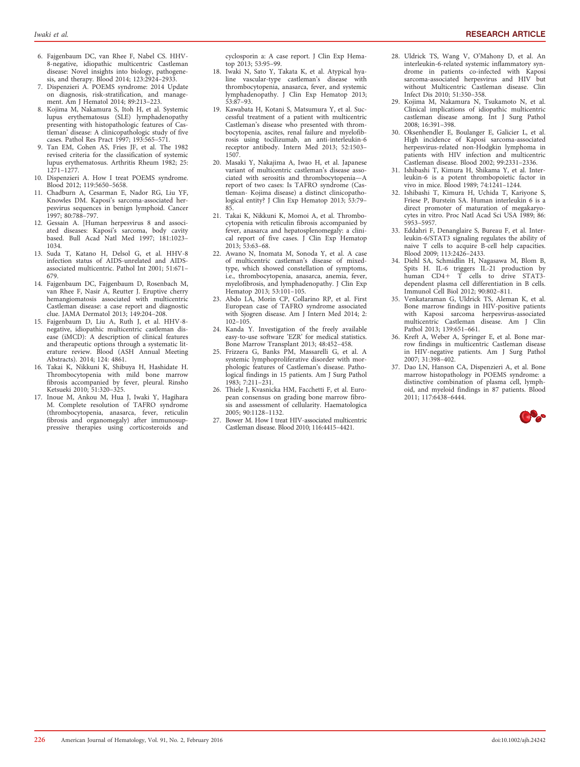6. Fajgenbaum DC, van Rhee F, Nabel CS. HHV-8-negative, idiopathic multicentric Castleman disease: Novel insights into biology, pathogenesis, and therapy. Blood 2014; 123:2924–2933.
7. Dispenzieri A. POEMS syndrome: 2014 Update on diagnosis, risk-stratification, and management. Am J Hematol 2014; 89:213–223.
8. Kojima M, Nakamura S, Itoh H, et al. Systemic lupus erythematosus (SLE) lymphadenopathy presenting with histopathologic features of Castleman' disease: A clinicopathologic study of five cases. Pathol Res Pract 1997; 193:565–571.
9. Tan EM, Cohen AS, Fries JF, et al. The 1982 revised criteria for the classification of systemic lupus erythematosus. Arthritis Rheum 1982; 25: 1271–1277.
10. Dispenzieri A. How I treat POEMS syndrome. Blood 2012; 119:5650–5658.
11. Chadburn A, Cesarman E, Nador RG, Liu YF, Knowles DM. Kaposi's sarcoma-associated herpesvirus sequences in benign lymphoid. Cancer 1997; 80:788–797.
12. Gessain A. [Human herpesvirus 8 and associated diseases: Kaposi's sarcoma, body cavity based. Bull Acad Natl Med 1997; 181:1023–1034.
13. Suda T, Katano H, Delsol G, et al. HHV-8 infection status of AIDS-unrelated and AIDS-associated multicentric. Pathol Int 2001; 51:671–679.
14. Fajgenbaum DC, Fajgenbaum D, Rosenbach M, van Rhee F, Nasir A, Reutter J. Eruptive cherry hemangiomatosis associated with multicentric Castleman disease: a case report and diagnostic clue. JAMA Dermatol 2013; 149:204–208.
15. Fajgenbaum D, Liu A, Ruth J, et al. HHV-8-negative, idiopathic multicentric castleman disease (iMCD): A description of clinical features and therapeutic options through a systematic literature review. Blood (ASH Annual Meeting Abstracts). 2014; 124: 4861.
16. Takai K, Nikkuni K, Shibuya H, Hashidate H. Thrombocytopenia with mild bone marrow fibrosis accompanied by fever, pleural. Rinsho Ketsueki 2010; 51:320–325.
17. Inoue M, Ankou M, Hua J, Iwaki Y, Hagihara M. Complete resolution of TAFRO syndrome (thrombocytopenia, anasarca, fever, reticulin fibrosis and organomegaly) after immunosuppressive therapies using corticosteroids and cyclosporin a: A case report. J Clin Exp Hematop 2013; 53:95–99.
18. Iwaki N, Sato Y, Takata K, et al. Atypical hyaline vascular-type castleman's disease with thrombocytopenia, anasarca, fever, and systemic lymphadenopathy. J Clin Exp Hematop 2013; 53:87–93.
19. Kawabata H, Kotani S, Matsumura Y, et al. Successful treatment of a patient with multicentric Castleman's disease who presented with thrombocytopenia, ascites, renal failure and myelofibrosis using tocilizumab, an anti-interleukin-6 receptor antibody. Intern Med 2013; 52:1503–1507.
20. Masaki Y, Nakajima A, Iwao H, et al. Japanese variant of multicentric castleman's disease associated with serositis and thrombocytopenia—A report of two cases: Is TAFRO syndrome (Castleman- Kojima disease) a distinct clinicopathological entity? J Clin Exp Hematop 2013; 53:79–85.
21. Takai K, Nikkuni K, Momoi A, et al. Thrombocytopenia with reticulin fibrosis accompanied by fever, anasarca and hepatosplenomegaly: a clinical report of five cases. J Clin Exp Hematop 2013; 53:63–68.
22. Awano N, Inomata M, Sonoda Y, et al. A case of multicentric castleman's disease of mixed-type, which showed constellation of symptoms, i.e., thrombocytopenia, anasarca, anemia, fever, myelofibrosis, and lymphadenopathy. J Clin Exp Hematop 2013; 53:101–105.
23. Abdo LA, Morin CP, Collarino RP, et al. First European case of TAFRO syndrome associated with Sjogren disease. Am J Intern Med 2014; 2: 102–105.
24. Kanda Y. Investigation of the freely available easy-to-use software 'EZR' for medical statistics. Bone Marrow Transplant 2013; 48:452–458.
25. Frizzera G, Banks PM, Massarelli G, et al. A systemic lymphoproliferative disorder with morphologic features of Castleman's disease. Pathological findings in 15 patients. Am J Surg Pathol 1983; 7:211–231.
26. Thiele J, Kvasnicka HM, Facchetti F, et al. European consensus on grading bone marrow fibrosis and assessment of cellularity. Haematologica 2005; 90:1128–1132.
27. Bower M. How I treat HIV-associated multicentric Castleman disease. Blood 2010; 116:4415–4421.
28. Uldrick TS, Wang V, O'Mahony D, et al. An interleukin-6-related systemic inflammatory syndrome in patients co-infected with Kaposi sarcoma-associated herpesvirus and HIV but without Multicentric Castleman disease. Clin Infect Dis 2010; 51:350–358.
29. Kojima M, Nakamura N, Tsukamoto N, et al. Clinical implications of idiopathic multicentric castleman disease among. Int J Surg Pathol 2008; 16:391–398.
30. Oksenhendler E, Boulanger E, Galicier L, et al. High incidence of Kaposi sarcoma-associated herpesvirus-related non-Hodgkin lymphoma in patients with HIV infection and multicentric Castleman disease. Blood 2002; 99:2331–2336.
31. Ishibashi T, Kimura H, Shikama Y, et al. Interleukin-6 is a potent thrombopoietic factor in vivo in mice. Blood 1989; 74:1241–1244.
32. Ishibashi T, Kimura H, Uchida T, Kariyone S, Friese P, Burstein SA. Human interleukin 6 is a direct promoter of maturation of megakaryocytes in vitro. Proc Natl Acad Sci USA 1989; 86: 5953–5957.
33. Eddahri F, Denanglaire S, Bureau F, et al. Interleukin-6/STAT3 signaling regulates the ability of naive T cells to acquire B-cell help capacities. Blood 2009; 113:2426–2433.
34. Diehl SA, Schmidlin H, Nagasawa M, Blom B, Spits H. IL-6 triggers IL-21 production by human CD4+ T cells to drive STAT3-dependent plasma cell differentiation in B cells. Immunol Cell Biol 2012; 90:802–811.
35. Venkataraman G, Uldrick TS, Aleman K, et al. Bone marrow findings in HIV-positive patients with Kaposi sarcoma herpesvirus-associated multicentric Castleman disease. Am J Clin Pathol 2013; 139:651–661.
36. Kreft A, Weber A, Springer E, et al. Bone marrow findings in multicentric Castleman disease in HIV-negative patients. Am J Surg Pathol 2007; 31:398–402.
37. Dao LN, Hanson CA, Dispenzieri A, et al. Bone marrow histopathology in POEMS syndrome: a distinctive combination of plasma cell, lymphoid, and myeloid findings in 87 patients. Blood 2011; 117:6438–6444.